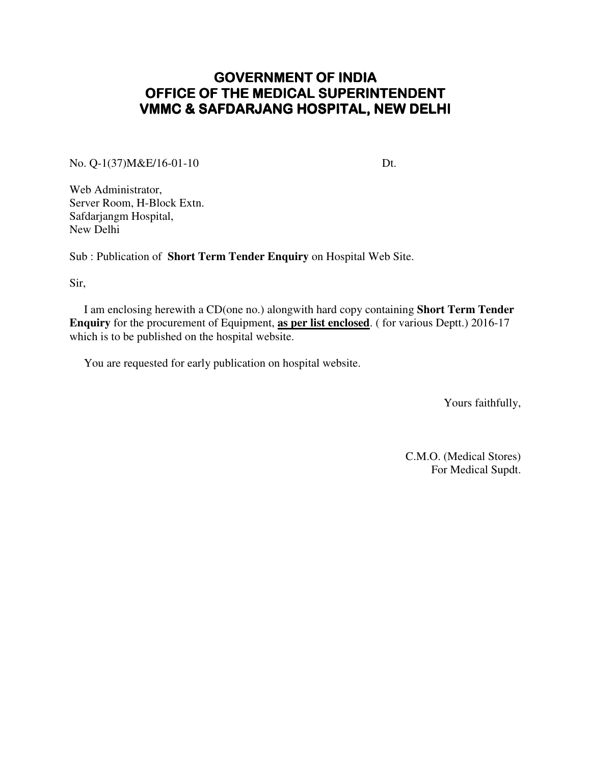# GOVERNMENT OF INDIA
# OFFICE OF THE MEDICAL SUPERINTENDENT
# VMMC & SAFDARJANG HOSPITAL, NEW DELHI

No. Q-1(37)M&E/16-01-10 Dt.

Web Administrator,
Server Room, H-Block Extn.
Safdarjangm Hospital,
New Delhi

Sub : Publication of **Short Term Tender Enquiry** on Hospital Web Site.

Sir,

I am enclosing herewith a CD(one no.) alongwith hard copy containing **Short Term Tender Enquiry** for the procurement of Equipment, **<u>as per list enclosed</u>**. ( for various Deptt.) 2016-17 which is to be published on the hospital website.

You are requested for early publication on hospital website.

Yours faithfully,

C.M.O. (Medical Stores)
For Medical Supdt.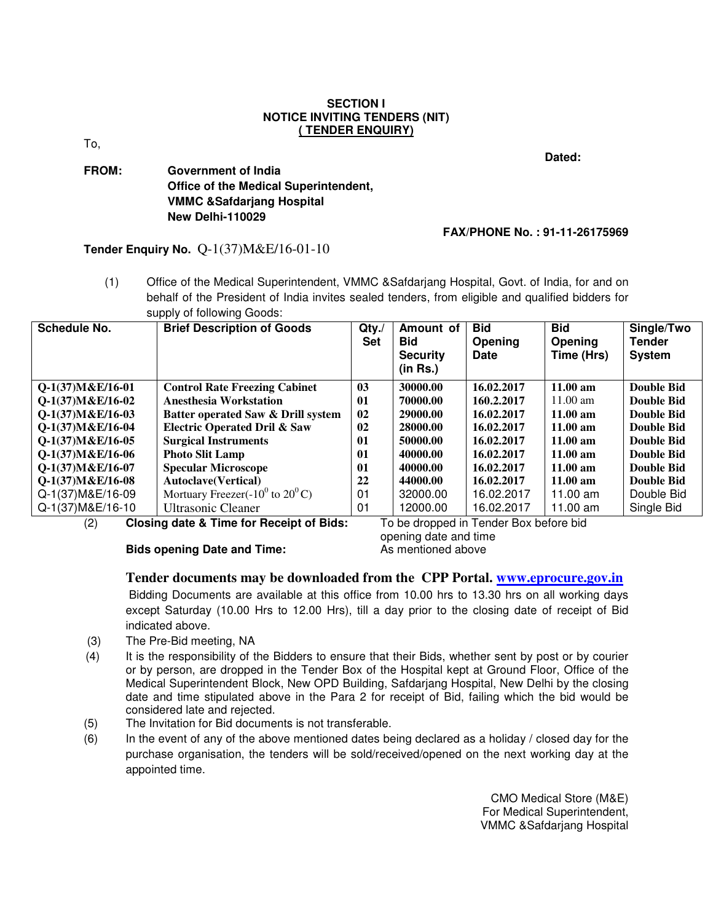**SECTION I**
**NOTICE INVITING TENDERS (NIT)**
**( TENDER ENQUIRY)**

To,

**Dated:**

**FROM:** **Government of India**
**Office of the Medical Superintendent,**
**VMMC &Safdarjang Hospital**
**New Delhi-110029**

**FAX/PHONE No. : 91-11-26175969**

**Tender Enquiry No.** Q-1(37)M&E/16-01-10

(1) Office of the Medical Superintendent, VMMC &Safdarjang Hospital, Govt. of India, for and on behalf of the President of India invites sealed tenders, from eligible and qualified bidders for supply of following Goods:

| Schedule No. | Brief Description of Goods | Qty./ Set | Amount of Bid Security (in Rs.) | Bid Opening Date | Bid Opening Time (Hrs) | Single/Two Tender System |
|---|---|---|---|---|---|---|
| **Q-1(37)M&E/16-01** | **Control Rate Freezing Cabinet** | **03** | **30000.00** | **16.02.2017** | **11.00 am** | **Double Bid** |
| **Q-1(37)M&E/16-02** | **Anesthesia Workstation** | **01** | **70000.00** | **160.2.2017** | 11.00 am | **Double Bid** |
| **Q-1(37)M&E/16-03** | **Batter operated Saw & Drill system** | **02** | **29000.00** | **16.02.2017** | **11.00 am** | **Double Bid** |
| **Q-1(37)M&E/16-04** | **Electric Operated Dril & Saw** | **02** | **28000.00** | **16.02.2017** | **11.00 am** | **Double Bid** |
| **Q-1(37)M&E/16-05** | **Surgical Instruments** | **01** | **50000.00** | **16.02.2017** | **11.00 am** | **Double Bid** |
| **Q-1(37)M&E/16-06** | **Photo Slit Lamp** | **01** | **40000.00** | **16.02.2017** | **11.00 am** | **Double Bid** |
| **Q-1(37)M&E/16-07** | **Specular Microscope** | **01** | **40000.00** | **16.02.2017** | **11.00 am** | **Double Bid** |
| **Q-1(37)M&E/16-08** | **Autoclave(Vertical)** | **22** | **44000.00** | **16.02.2017** | **11.00 am** | **Double Bid** |
| Q-1(37)M&E/16-09 | Mortuary Freezer($-10^0$ to $20^0$C) | 01 | 32000.00 | 16.02.2017 | 11.00 am | Double Bid |
| Q-1(37)M&E/16-10 | Ultrasonic Cleaner | 01 | 12000.00 | 16.02.2017 | 11.00 am | Single Bid |

(2) **Closing date & Time for Receipt of Bids:** To be dropped in Tender Box before bid opening date and time

**Bids opening Date and Time:** As mentioned above

**Tender documents may be downloaded from the CPP Portal. www.eprocure.gov.in**

Bidding Documents are available at this office from 10.00 hrs to 13.30 hrs on all working days except Saturday (10.00 Hrs to 12.00 Hrs), till a day prior to the closing date of receipt of Bid indicated above.

(3) The Pre-Bid meeting, NA

(4) It is the responsibility of the Bidders to ensure that their Bids, whether sent by post or by courier or by person, are dropped in the Tender Box of the Hospital kept at Ground Floor, Office of the Medical Superintendent Block, New OPD Building, Safdarjang Hospital, New Delhi by the closing date and time stipulated above in the Para 2 for receipt of Bid, failing which the bid would be considered late and rejected.

(5) The Invitation for Bid documents is not transferable.

(6) In the event of any of the above mentioned dates being declared as a holiday / closed day for the purchase organisation, the tenders will be sold/received/opened on the next working day at the appointed time.

CMO Medical Store (M&E)
For Medical Superintendent,
VMMC &Safdarjang Hospital